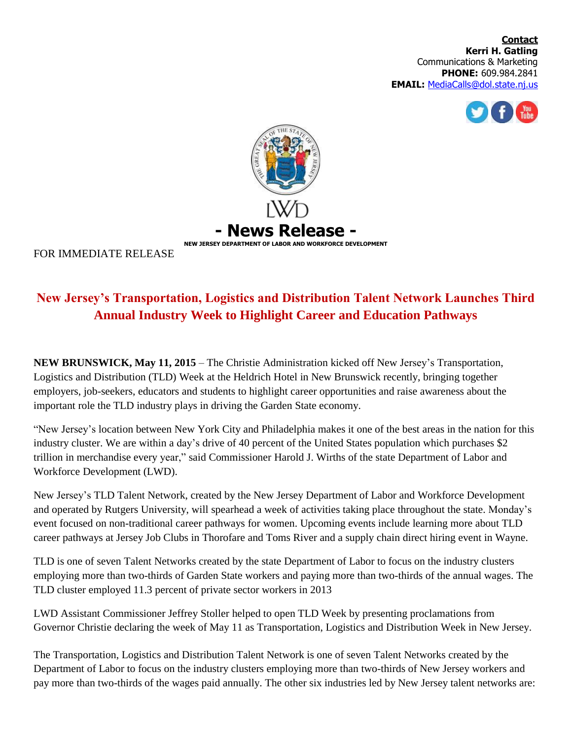**Contact**
**Kerri H. Gatling**
Communications & Marketing
**PHONE:** 609.984.2841
**EMAIL:** MediaCalls@dol.state.nj.us

LWD

# - News Release -

**NEW JERSEY DEPARTMENT OF LABOR AND WORKFORCE DEVELOPMENT**

FOR IMMEDIATE RELEASE

## New Jersey's Transportation, Logistics and Distribution Talent Network Launches Third Annual Industry Week to Highlight Career and Education Pathways

**NEW BRUNSWICK, May 11, 2015** – The Christie Administration kicked off New Jersey's Transportation, Logistics and Distribution (TLD) Week at the Heldrich Hotel in New Brunswick recently, bringing together employers, job-seekers, educators and students to highlight career opportunities and raise awareness about the important role the TLD industry plays in driving the Garden State economy.

"New Jersey's location between New York City and Philadelphia makes it one of the best areas in the nation for this industry cluster. We are within a day's drive of 40 percent of the United States population which purchases $2 trillion in merchandise every year," said Commissioner Harold J. Wirths of the state Department of Labor and Workforce Development (LWD).

New Jersey's TLD Talent Network, created by the New Jersey Department of Labor and Workforce Development and operated by Rutgers University, will spearhead a week of activities taking place throughout the state. Monday's event focused on non-traditional career pathways for women. Upcoming events include learning more about TLD career pathways at Jersey Job Clubs in Thorofare and Toms River and a supply chain direct hiring event in Wayne.

TLD is one of seven Talent Networks created by the state Department of Labor to focus on the industry clusters employing more than two-thirds of Garden State workers and paying more than two-thirds of the annual wages. The TLD cluster employed 11.3 percent of private sector workers in 2013

LWD Assistant Commissioner Jeffrey Stoller helped to open TLD Week by presenting proclamations from Governor Christie declaring the week of May 11 as Transportation, Logistics and Distribution Week in New Jersey.

The Transportation, Logistics and Distribution Talent Network is one of seven Talent Networks created by the Department of Labor to focus on the industry clusters employing more than two-thirds of New Jersey workers and pay more than two-thirds of the wages paid annually. The other six industries led by New Jersey talent networks are: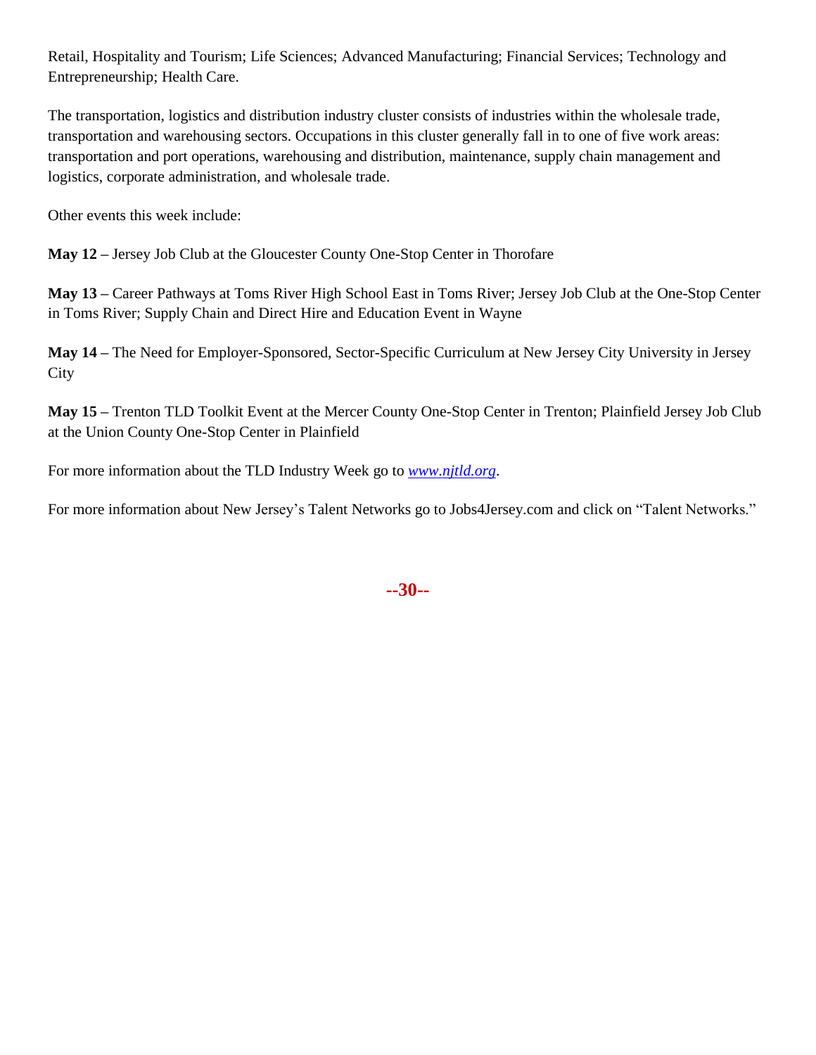Retail, Hospitality and Tourism; Life Sciences; Advanced Manufacturing; Financial Services; Technology and Entrepreneurship; Health Care.

The transportation, logistics and distribution industry cluster consists of industries within the wholesale trade, transportation and warehousing sectors. Occupations in this cluster generally fall in to one of five work areas: transportation and port operations, warehousing and distribution, maintenance, supply chain management and logistics, corporate administration, and wholesale trade.

Other events this week include:

**May 12 –** Jersey Job Club at the Gloucester County One-Stop Center in Thorofare

**May 13 –** Career Pathways at Toms River High School East in Toms River; Jersey Job Club at the One-Stop Center in Toms River; Supply Chain and Direct Hire and Education Event in Wayne

**May 14 –** The Need for Employer-Sponsored, Sector-Specific Curriculum at New Jersey City University in Jersey City

**May 15 –** Trenton TLD Toolkit Event at the Mercer County One-Stop Center in Trenton; Plainfield Jersey Job Club at the Union County One-Stop Center in Plainfield

For more information about the TLD Industry Week go to *www.njtld.org*.

For more information about New Jersey's Talent Networks go to Jobs4Jersey.com and click on "Talent Networks."

**--30--**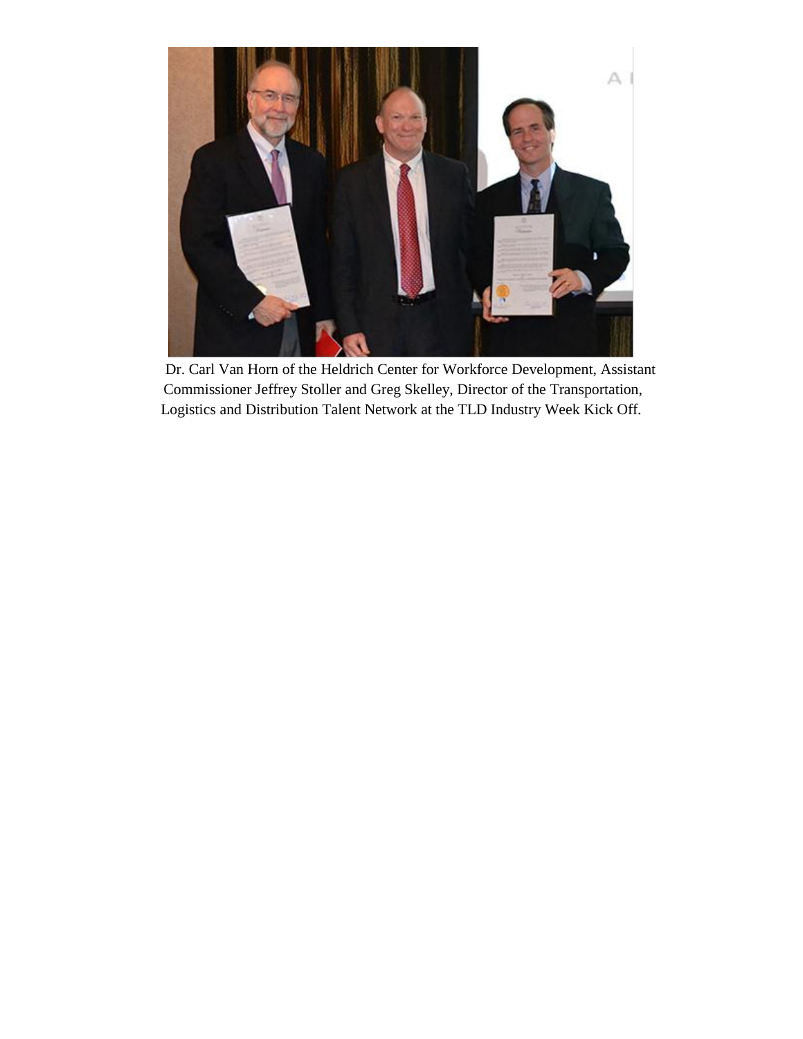Dr. Carl Van Horn of the Heldrich Center for Workforce Development, Assistant Commissioner Jeffrey Stoller and Greg Skelley, Director of the Transportation, Logistics and Distribution Talent Network at the TLD Industry Week Kick Off.